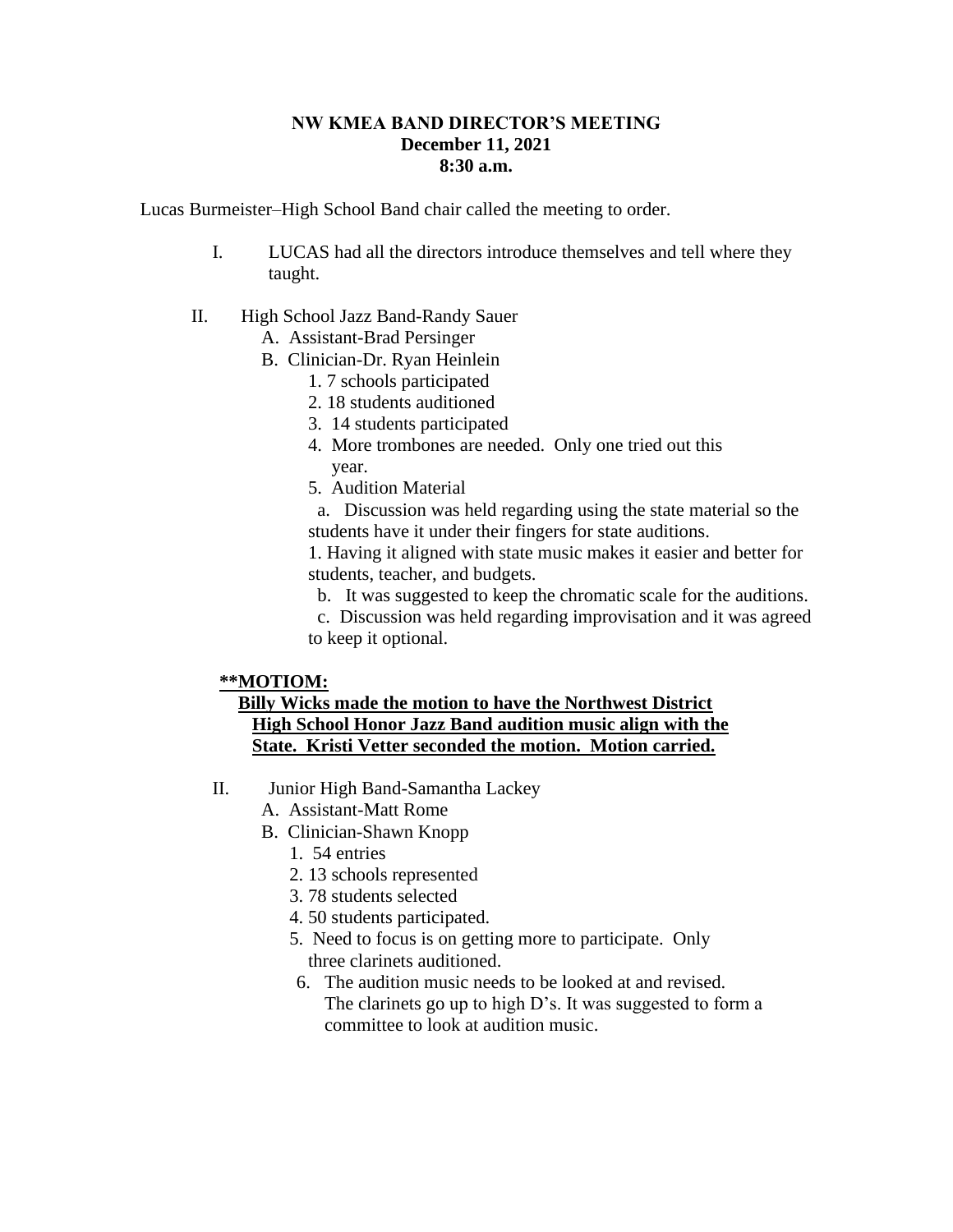**NW KMEA BAND DIRECTOR'S MEETING**
**December 11, 2021**
**8:30 a.m.**

Lucas Burmeister–High School Band chair called the meeting to order.

I. LUCAS had all the directors introduce themselves and tell where they taught.

II. High School Jazz Band-Randy Sauer
   A. Assistant-Brad Persinger
   B. Clinician-Dr. Ryan Heinlein
      1. 7 schools participated
      2. 18 students auditioned
      3. 14 students participated
      4. More trombones are needed. Only one tried out this year.
      5. Audition Material
         a. Discussion was held regarding using the state material so the students have it under their fingers for state auditions.
         1. Having it aligned with state music makes it easier and better for students, teacher, and budgets.
         b. It was suggested to keep the chromatic scale for the auditions.
         c. Discussion was held regarding improvisation and it was agreed to keep it optional.

<u>**\*\*MOTIOM:**</u>

<u>**Billy Wicks made the motion to have the Northwest District High School Honor Jazz Band audition music align with the State. Kristi Vetter seconded the motion. Motion carried.**</u>

II. Junior High Band-Samantha Lackey
   A. Assistant-Matt Rome
   B. Clinician-Shawn Knopp
      1. 54 entries
      2. 13 schools represented
      3. 78 students selected
      4. 50 students participated.
      5. Need to focus is on getting more to participate. Only three clarinets auditioned.
      6. The audition music needs to be looked at and revised. The clarinets go up to high D's. It was suggested to form a committee to look at audition music.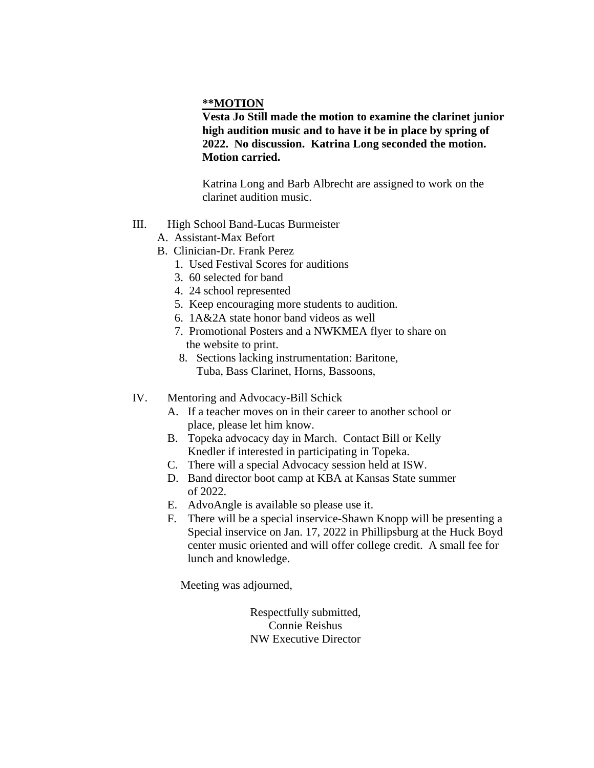**<u>**MOTION</u>**
**Vesta Jo Still made the motion to examine the clarinet junior high audition music and to have it be in place by spring of 2022. No discussion. Katrina Long seconded the motion. Motion carried.**

Katrina Long and Barb Albrecht are assigned to work on the clarinet audition music.

III. High School Band-Lucas Burmeister
   A. Assistant-Max Befort
   B. Clinician-Dr. Frank Perez
      1. Used Festival Scores for auditions
      3. 60 selected for band
      4. 24 school represented
      5. Keep encouraging more students to audition.
      6. 1A&2A state honor band videos as well
      7. Promotional Posters and a NWKMEA flyer to share on the website to print.
      8. Sections lacking instrumentation: Baritone, Tuba, Bass Clarinet, Horns, Bassoons,

IV. Mentoring and Advocacy-Bill Schick
   A. If a teacher moves on in their career to another school or place, please let him know.
   B. Topeka advocacy day in March. Contact Bill or Kelly Knedler if interested in participating in Topeka.
   C. There will a special Advocacy session held at ISW.
   D. Band director boot camp at KBA at Kansas State summer of 2022.
   E. AdvoAngle is available so please use it.
   F. There will be a special inservice-Shawn Knopp will be presenting a Special inservice on Jan. 17, 2022 in Phillipsburg at the Huck Boyd center music oriented and will offer college credit. A small fee for lunch and knowledge.

Meeting was adjourned,

Respectfully submitted,
Connie Reishus
NW Executive Director